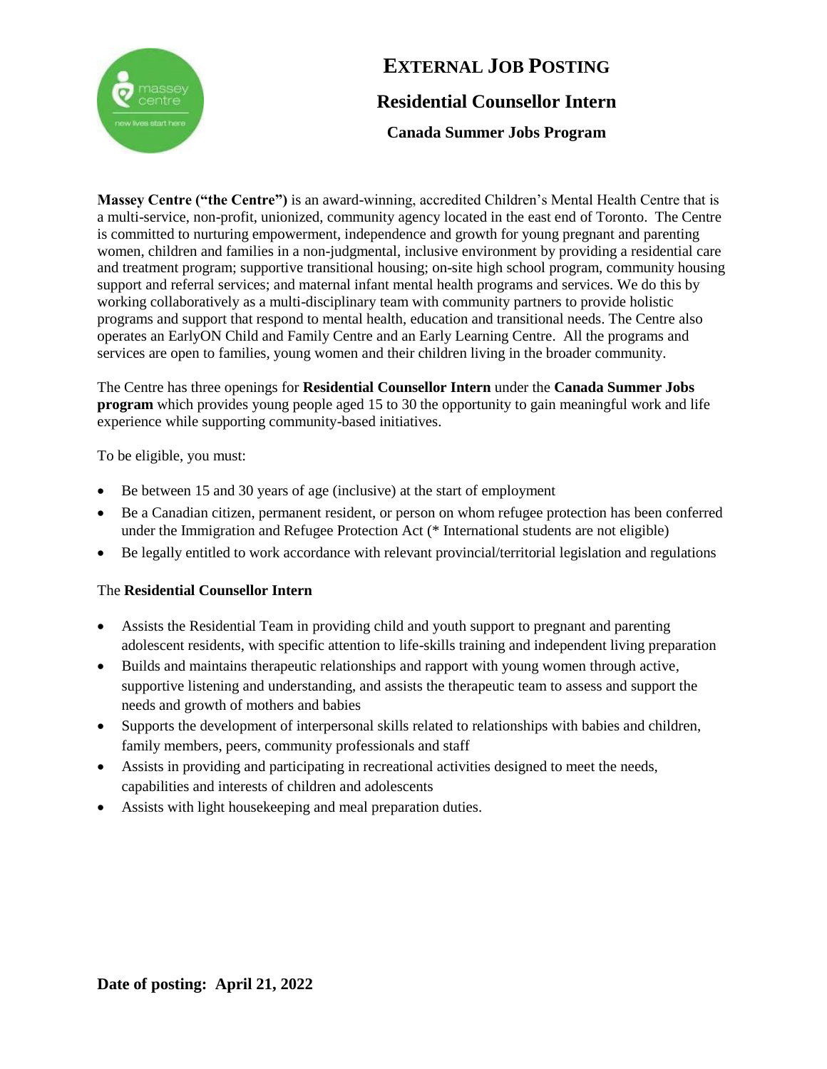# EXTERNAL JOB POSTING

## Residential Counsellor Intern

### Canada Summer Jobs Program

**Massey Centre ("the Centre")** is an award-winning, accredited Children's Mental Health Centre that is a multi-service, non-profit, unionized, community agency located in the east end of Toronto. The Centre is committed to nurturing empowerment, independence and growth for young pregnant and parenting women, children and families in a non-judgmental, inclusive environment by providing a residential care and treatment program; supportive transitional housing; on-site high school program, community housing support and referral services; and maternal infant mental health programs and services. We do this by working collaboratively as a multi-disciplinary team with community partners to provide holistic programs and support that respond to mental health, education and transitional needs. The Centre also operates an EarlyON Child and Family Centre and an Early Learning Centre. All the programs and services are open to families, young women and their children living in the broader community.

The Centre has three openings for **Residential Counsellor Intern** under the **Canada Summer Jobs program** which provides young people aged 15 to 30 the opportunity to gain meaningful work and life experience while supporting community-based initiatives.

To be eligible, you must:

- Be between 15 and 30 years of age (inclusive) at the start of employment
- Be a Canadian citizen, permanent resident, or person on whom refugee protection has been conferred under the Immigration and Refugee Protection Act (* International students are not eligible)
- Be legally entitled to work accordance with relevant provincial/territorial legislation and regulations

The **Residential Counsellor Intern**

- Assists the Residential Team in providing child and youth support to pregnant and parenting adolescent residents, with specific attention to life-skills training and independent living preparation
- Builds and maintains therapeutic relationships and rapport with young women through active, supportive listening and understanding, and assists the therapeutic team to assess and support the needs and growth of mothers and babies
- Supports the development of interpersonal skills related to relationships with babies and children, family members, peers, community professionals and staff
- Assists in providing and participating in recreational activities designed to meet the needs, capabilities and interests of children and adolescents
- Assists with light housekeeping and meal preparation duties.

**Date of posting: April 21, 2022**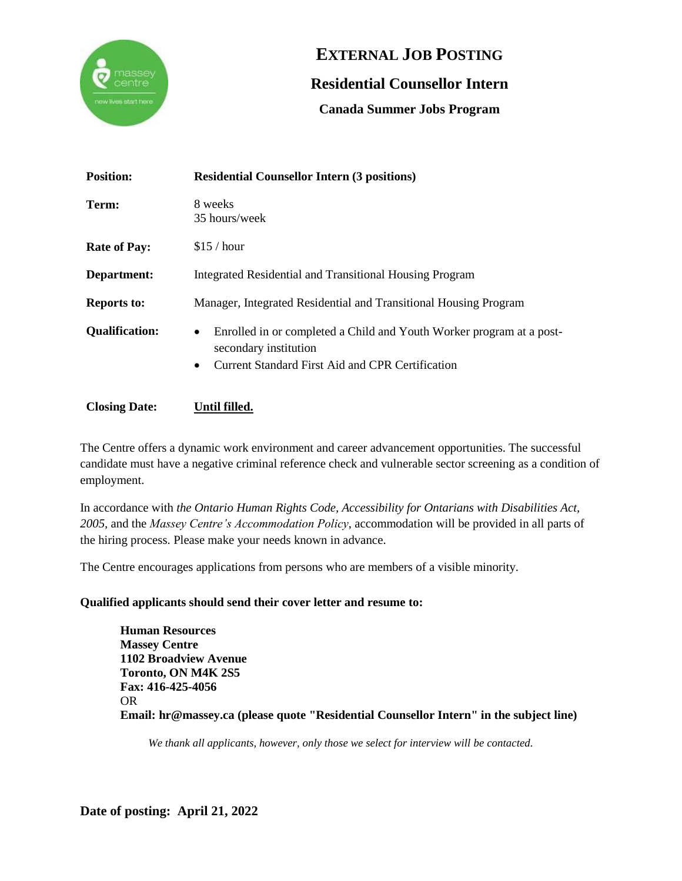# External Job Posting

## Residential Counsellor Intern

### Canada Summer Jobs Program

| | |
|---|---|
| **Position:** | **Residential Counsellor Intern (3 positions)** |
| **Term:** | 8 weeks<br>35 hours/week |
| **Rate of Pay:** | $15 / hour |
| **Department:** | Integrated Residential and Transitional Housing Program |
| **Reports to:** | Manager, Integrated Residential and Transitional Housing Program |
| **Qualification:** | • Enrolled in or completed a Child and Youth Worker program at a post-secondary institution<br>• Current Standard First Aid and CPR Certification |
| **Closing Date:** | **Until filled.** |

The Centre offers a dynamic work environment and career advancement opportunities. The successful candidate must have a negative criminal reference check and vulnerable sector screening as a condition of employment.

In accordance with *the Ontario Human Rights Code*, *Accessibility for Ontarians with Disabilities Act, 2005*, and the *Massey Centre's Accommodation Policy*, accommodation will be provided in all parts of the hiring process. Please make your needs known in advance.

The Centre encourages applications from persons who are members of a visible minority.

**Qualified applicants should send their cover letter and resume to:**

**Human Resources**
**Massey Centre**
**1102 Broadview Avenue**
**Toronto, ON M4K 2S5**
**Fax: 416-425-4056**
OR
**Email: hr@massey.ca (please quote "Residential Counsellor Intern" in the subject line)**

*We thank all applicants, however, only those we select for interview will be contacted.*

**Date of posting: April 21, 2022**